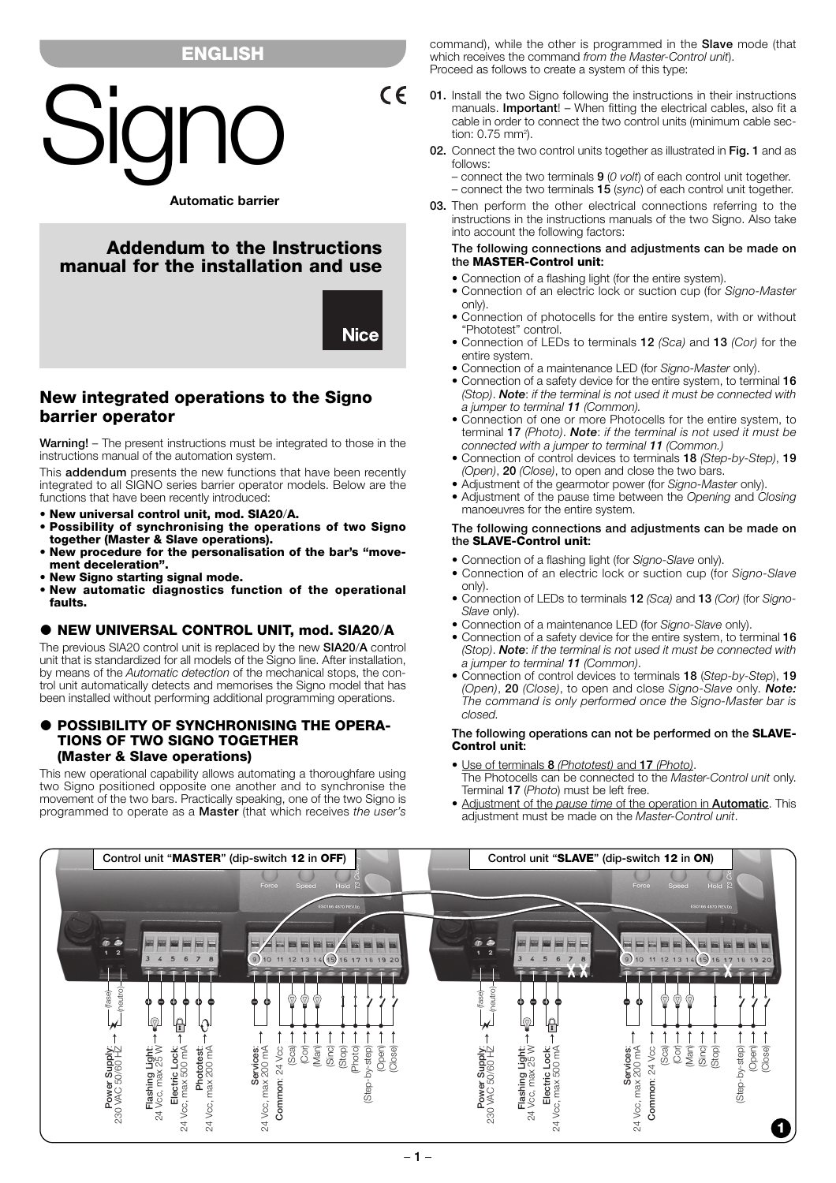ENGLISH

# Signo

**Automatic barrier**

## Addendum to the Instructions manual for the installation and use

## New integrated operations to the Signo barrier operator

**Warning!** – The present instructions must be integrated to those in the instructions manual of the automation system.

This **addendum** presents the new functions that have been recently integrated to all SIGNO series barrier operator models. Below are the functions that have been recently introduced:

- **New universal control unit, mod. SIA20/A.**
- **Possibility of synchronising the operations of two Signo together (Master & Slave operations).**
- **New procedure for the personalisation of the bar's "movement deceleration".**
- **New Signo starting signal mode.**
- **New automatic diagnostics function of the operational faults.**

### ● NEW UNIVERSAL CONTROL UNIT, mod. SIA20/A

The previous SIA20 control unit is replaced by the new **SIA20/A** control unit that is standardized for all models of the Signo line. After installation, by means of the *Automatic detection* of the mechanical stops, the control unit automatically detects and memorises the Signo model that has been installed without performing additional programming operations.

### ● POSSIBILITY OF SYNCHRONISING THE OPERATIONS OF TWO SIGNO TOGETHER (Master & Slave operations)

This new operational capability allows automating a thoroughfare using two Signo positioned opposite one another and to synchronise the movement of the two bars. Practically speaking, one of the two Signo is programmed to operate as a **Master** (that which receives *the user's command*), while the other is programmed in the **Slave** mode (that which receives the command *from the Master-Control unit*).
Proceed as follows to create a system of this type:

**01.** Install the two Signo following the instructions in their instructions manuals. **Important**! – When fitting the electrical cables, also fit a cable in order to connect the two control units (minimum cable section: 0.75 mm²).

**02.** Connect the two control units together as illustrated in **Fig. 1** and as follows:
– connect the two terminals **9** (*0 volt*) of each control unit together.
– connect the two terminals **15** (*sync*) of each control unit together.

**03.** Then perform the other electrical connections referring to the instructions in the instructions manuals of the two Signo. Also take into account the following factors:

**The following connections and adjustments can be made on the MASTER-Control unit:**

- Connection of a flashing light (for the entire system).
- Connection of an electric lock or suction cup (for *Signo-Master* only).
- Connection of photocells for the entire system, with or without "Phototest" control.
- Connection of LEDs to terminals **12** *(Sca)* and **13** *(Cor)* for the entire system.
- Connection of a maintenance LED (for *Signo-Master* only).
- Connection of a safety device for the entire system, to terminal **16** *(Stop)*. ***Note***: *if the terminal is not used it must be connected with a jumper to terminal **11** (Common).*
- Connection of one or more Photocells for the entire system, to terminal **17** *(Photo)*. ***Note***: *if the terminal is not used it must be connected with a jumper to terminal **11** (Common.)*
- Connection of control devices to terminals **18** *(Step-by-Step)*, **19** *(Open)*, **20** *(Close)*, to open and close the two bars.
- Adjustment of the gearmotor power (for *Signo-Master* only).
- Adjustment of the pause time between the *Opening* and *Closing* manoeuvres for the entire system.

**The following connections and adjustments can be made on the SLAVE-Control unit:**

- Connection of a flashing light (for *Signo-Slave* only).
- Connection of an electric lock or suction cup (for *Signo-Slave* only).
- Connection of LEDs to terminals **12** *(Sca)* and **13** *(Cor)* (for *Signo-Slave* only).
- Connection of a maintenance LED (for *Signo-Slave* only).
- Connection of a safety device for the entire system, to terminal **16** *(Stop)*. ***Note***: *if the terminal is not used it must be connected with a jumper to terminal **11** (Common).*
- Connection of control devices to terminals **18** (*Step-by-Step*), **19** *(Open)*, **20** *(Close)*, to open and close *Signo-Slave* only. ***Note:*** *The command is only performed once the Signo-Master bar is closed.*

**The following operations can not be performed on the SLAVE-Control unit:**

- Use of terminals **8** *(Phototest)* and **17** *(Photo)*.
The Photocells can be connected to the *Master-Control unit* only. Terminal **17** (*Photo*) must be left free.
- Adjustment of the *pause time* of the operation in **Automatic**. This adjustment must be made on the *Master-Control unit*.

Control unit "**MASTER**" (dip-switch **12** in **OFF**) — Control unit "**SLAVE**" (dip-switch **12** in **ON**)

MASTER: Power Supply: 230 VAC 50/60 HZ (fase) (neutro); Flashing Light: 24 Vcc, max 25 W; Electric Lock: 24 Vcc, max 500 mA; Phototest: 24 Vcc, max 200 mA; Services: 24 Vcc, max 200 mA; Common: 24 Vcc; (Sca); (Cor); (Man); (Sinc); (Stop); (Photo); (Step-by-step); (Open); (Close)

SLAVE: Power Supply: 230 VAC 50/60 HZ (fase) (neutro); Flashing Light: 24 Vcc, max 25 W; Electric Lock: 24 Vcc, max 500 mA; Services: 24 Vcc, max 200 mA; Common: 24 Vcc; (Sca); (Cor); (Man); (Sinc); (Stop); (Step-by-step); (Open); (Close)

1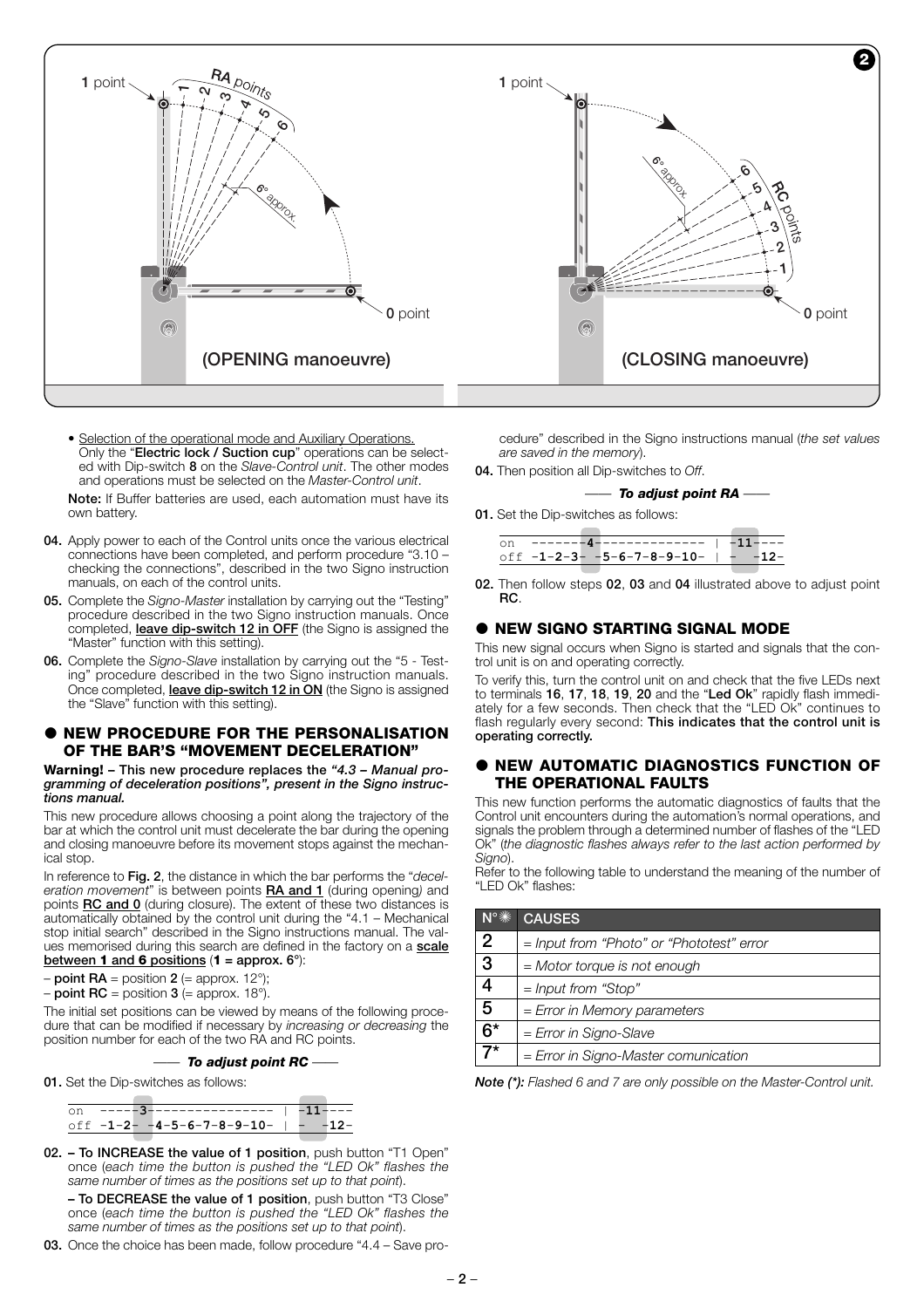- Selection of the operational mode and Auxiliary Operations. Only the "**Electric lock / Suction cup**" operations can be selected with Dip-switch **8** on the *Slave-Control unit*. The other modes and operations must be selected on the *Master-Control unit*.

**Note:** If Buffer batteries are used, each automation must have its own battery.

**04.** Apply power to each of the Control units once the various electrical connections have been completed, and perform procedure "3.10 – checking the connections", described in the two Signo instruction manuals, on each of the control units.

**05.** Complete the *Signo-Master* installation by carrying out the "Testing" procedure described in the two Signo instruction manuals. Once completed, **leave dip-switch 12 in OFF** (the Signo is assigned the "Master" function with this setting).

**06.** Complete the *Signo-Slave* installation by carrying out the "5 - Testing" procedure described in the two Signo instruction manuals. Once completed, **leave dip-switch 12 in ON** (the Signo is assigned the "Slave" function with this setting).

## ● NEW PROCEDURE FOR THE PERSONALISATION OF THE BAR'S "MOVEMENT DECELERATION"

**Warning! – This new procedure replaces the *"4.3 – Manual programming of deceleration positions"*, present in the Signo instructions manual.**

This new procedure allows choosing a point along the trajectory of the bar at which the control unit must decelerate the bar during the opening and closing manoeuvre before its movement stops against the mechanical stop.

In reference to **Fig. 2**, the distance in which the bar performs the "*deceleration movement*" is between points **RA and 1** (during opening) and points **RC and 0** (during closure). The extent of these two distances is automatically obtained by the control unit during the "4.1 – Mechanical stop initial search" described in the Signo instructions manual. The values memorised during this search are defined in the factory on a **scale between 1 and 6 positions** (**1** = approx. **6**°):

– **point RA** = position **2** (= approx. 12°);
– **point RC** = position **3** (= approx. 18°).

The initial set positions can be viewed by means of the following procedure that can be modified if necessary by *increasing or decreasing* the position number for each of the two RA and RC points.

### —— *To adjust point RC* ——

**01.** Set the Dip-switches as follows:

```
on   -----3--------------- | -11---
off -1-2- -4-5-6-7-8-9-10- | -  -12-
```

**02.** **– To INCREASE the value of 1 position**, push button "T1 Open" once (*each time the button is pushed the "LED Ok" flashes the same number of times as the positions set up to that point*).

**– To DECREASE the value of 1 position**, push button "T3 Close" once (*each time the button is pushed the "LED Ok" flashes the same number of times as the positions set up to that point*).

**03.** Once the choice has been made, follow procedure "4.4 – Save procedure" described in the Signo instructions manual (*the set values are saved in the memory*).

**04.** Then position all Dip-switches to *Off*.

### —— *To adjust point RA* ——

**01.** Set the Dip-switches as follows:

```
on   -------4------------- | -11---
off -1-2-3- -5-6-7-8-9-10- | -  -12-
```

**02.** Then follow steps **02**, **03** and **04** illustrated above to adjust point **RC**.

## ● NEW SIGNO STARTING SIGNAL MODE

This new signal occurs when Signo is started and signals that the control unit is on and operating correctly.

To verify this, turn the control unit on and check that the five LEDs next to terminals **16**, **17**, **18**, **19**, **20** and the "**Led Ok**" rapidly flash immediately for a few seconds. Then check that the "LED Ok" continues to flash regularly every second: **This indicates that the control unit is operating correctly.**

## ● NEW AUTOMATIC DIAGNOSTICS FUNCTION OF THE OPERATIONAL FAULTS

This new function performs the automatic diagnostics of faults that the Control unit encounters during the automation's normal operations, and signals the problem through a determined number of flashes of the "LED Ok" (*the diagnostic flashes always refer to the last action performed by Signo*).

Refer to the following table to understand the meaning of the number of "LED Ok" flashes:

| N° | CAUSES |
|---|---|
| 2 | *= Input from "Photo" or "Phototest" error* |
| 3 | *= Motor torque is not enough* |
| 4 | *= Input from "Stop"* |
| 5 | *= Error in Memory parameters* |
| 6* | *= Error in Signo-Slave* |
| 7* | *= Error in Signo-Master comunication* |

***Note (*):*** *Flashed 6 and 7 are only possible on the Master-Control unit.*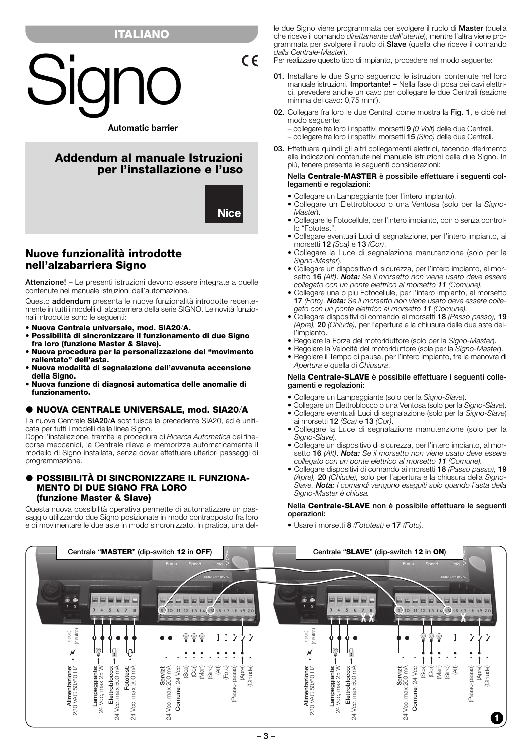## ITALIANO

# Signo

**Automatic barrier**

## Addendum al manuale Istruzioni per l'installazione e l'uso

## Nuove funzionalità introdotte nell'alzabarriera Signo

**Attenzione!** – Le presenti istruzioni devono essere integrate a quelle contenute nel manuale istruzioni dell'automazione.

Questo **addendum** presenta le nuove funzionalità introdotte recentemente in tutti i modelli di alzabarriera della serie SIGNO. Le novità funzionali introdotte sono le seguenti:

- **Nuova Centrale universale, mod. SIA20/A.**
- **Possibilità di sincronizzare il funzionamento di due Signo fra loro (funzione Master & Slave).**
- **Nuova procedura per la personalizzazione del "movimento rallentato" dell'asta.**
- **Nuova modalità di segnalazione dell'avvenuta accensione della Signo.**
- **Nuova funzione di diagnosi automatica delle anomalie di funzionamento.**

### ● NUOVA CENTRALE UNIVERSALE, mod. SIA20/A

La nuova Centrale **SIA20/A** sostituisce la precedente SIA20, ed è unificata per tutti i modelli della linea Signo.

Dopo l'installazione, tramite la procedura di *Ricerca Automatica* dei finecorsa meccanici, la Centrale rileva e memorizza automaticamente il modello di Signo installata, senza dover effettuare ulteriori passaggi di programmazione.

### ● POSSIBILITÀ DI SINCRONIZZARE IL FUNZIONAMENTO DI DUE SIGNO FRA LORO (funzione Master & Slave)

Questa nuova possibilità operativa permette di automatizzare un passaggio utilizzando due Signo posizionate in modo contrapposto fra loro e di movimentare le due aste in modo sincronizzato. In pratica, una delle due Signo viene programmata per svolgere il ruolo di **Master** (quella che riceve il comando *direttamente dall'utente*), mentre l'altra viene programmata per svolgere il ruolo di **Slave** (quella che riceve il comando *dalla Centrale-Master*).

Per realizzare questo tipo di impianto, procedere nel modo seguente:

**01.** Installare le due Signo seguendo le istruzioni contenute nel loro manuale istruzioni. **Importante! –** Nella fase di posa dei cavi elettrici, prevedere anche un cavo per collegare le due Centrali (sezione minima del cavo: 0,75 mm²).

**02.** Collegare fra loro le due Centrali come mostra la **Fig. 1**, e cioè nel modo seguente:
– collegare fra loro i rispettivi morsetti **9** *(0 Volt)* delle due Centrali.
– collegare fra loro i rispettivi morsetti **15** *(Sinc)* delle due Centrali.

**03.** Effettuare quindi gli altri collegamenti elettrici, facendo riferimento alle indicazioni contenute nel manuale istruzioni delle due Signo. In più, tenere presente le seguenti considerazioni:

**Nella Centrale-MASTER è possibile effettuare i seguenti collegamenti e regolazioni:**

- Collegare un Lampeggiante (per l'intero impianto).
- Collegare un Elettroblocco o una Ventosa (solo per la *Signo-Master*).
- Collegare le Fotocellule, per l'intero impianto, con o senza controllo "Fototest".
- Collegare eventuali Luci di segnalazione, per l'intero impianto, ai morsetti **12** *(Sca)* e **13** *(Cor)*.
- Collegare la Luce di segnalazione manutenzione (solo per la *Signo-Master*).
- Collegare un dispositivo di sicurezza, per l'intero impianto, al morsetto **16** *(Alt)*. ***Nota:*** *Se il morsetto non viene usato deve essere collegato con un ponte elettrico al morsetto* ***11*** *(Comune).*
- Collegare una o piu Fotocellule, per l'intero impianto, al morsetto **17** *(Foto)*. ***Nota:*** *Se il morsetto non viene usato deve essere collegato con un ponte elettrico al morsetto* ***11*** *(Comune).*
- Collegare dispositivi di comando ai morsetti **18** *(Passo passo),* **19** *(Apre),* **20** *(Chiude),* per l'apertura e la chiusura delle due aste dell'impianto.
- Regolare la Forza del motoriduttore (solo per la *Signo-Master*).
- Regolare la Velocità del motoriduttore (sola per la *Signo-Master*).
- Regolare il Tempo di pausa, per l'intero impianto, fra la manovra di *Apertura* e quella di *Chiusura*.

**Nella Centrale-SLAVE è possibile effettuare i seguenti collegamenti e regolazioni:**

- Collegare un Lampeggiante (solo per la *Signo-Slave*).
- Collegare un Elettroblocco o una Ventosa (solo per la *Signo-Slave*).
- Collegare eventuali Luci di segnalazione (solo per la *Signo-Slave*) ai morsetti **12** *(Sca)* e **13** *(Cor)*.
- Collegare la Luce di segnalazione manutenzione (solo per la *Signo-Slave*).
- Collegare un dispositivo di sicurezza, per l'intero impianto, al morsetto **16** *(Alt)*. ***Nota:*** *Se il morsetto non viene usato deve essere collegato con un ponte elettrico al morsetto* ***11*** *(Comune).*
- Collegare dispositivi di comando ai morsetti **18** *(Passo passo),* **19** *(Apre),* **20** *(Chiude),* solo per l'apertura e la chiusura della *Signo-Slave*. ***Nota:*** *I comandi vengono eseguiti solo quando l'asta della Signo-Master è chiusa.*

**Nella Centrale-SLAVE non è possibile effettuare le seguenti operazioni:**

- Usare i morsetti **8** *(Fototest)* e **17** *(Foto)*.

Centrale "**MASTER**" (dip-switch **12** in **OFF**) — Centrale "**SLAVE**" (dip-switch **12** in **ON**)

Alimentazione: 230 VAC 50/60 HZ (fase, neutro); Lampeggiante: 24 Vcc, max 25 W; Elettroblocco: 24 Vcc, max 500 mA; Fototest: 24 Vcc, max 200 mA; Servizi: 24 Vcc, max 200 mA; Comune: 24 Vcc; (Sca); (Cor); (Man); (Sinc); (Alt); (Foto); (Passo-passo); (Apre); (Chiude)

**1**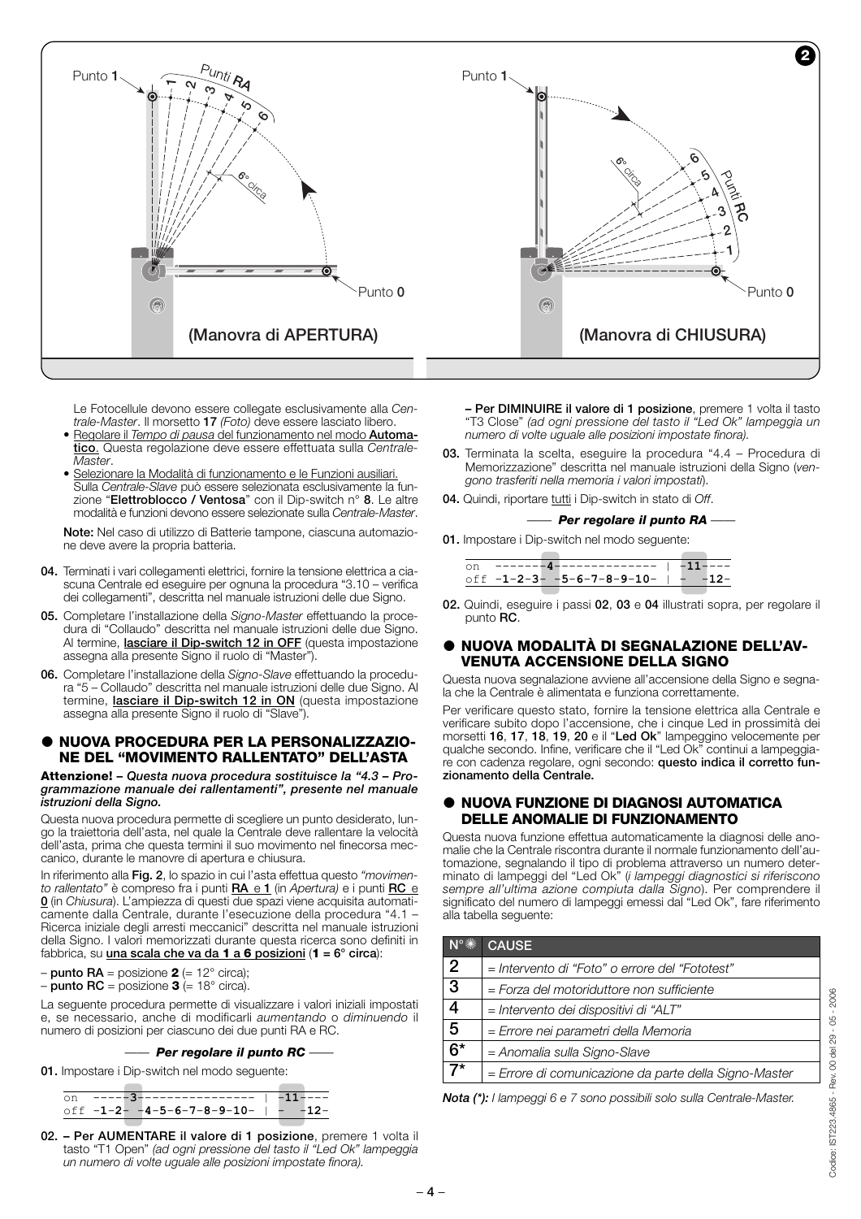Punto 1

Punti RA

1 2 3 4 5 6

6° circa

Punto 0

(Manovra di APERTURA)

Punto 1

6° circa

6 5 4 3 2 1

Punti RC

Punto 0

(Manovra di CHIUSURA)

2

Le Fotocellule devono essere collegate esclusivamente alla *Centrale-Master*. Il morsetto **17** *(Foto)* deve essere lasciato libero.

- Regolare il *Tempo di pausa* del funzionamento nel modo **Automatico**. Questa regolazione deve essere effettuata sulla *Centrale-Master*.
- Selezionare la Modalità di funzionamento e le Funzioni ausiliari. Sulla *Centrale-Slave* può essere selezionata esclusivamente la funzione "**Elettroblocco / Ventosa**" con il Dip-switch n° **8**. Le altre modalità e funzioni devono essere selezionate sulla *Centrale-Master*.

**Note:** Nel caso di utilizzo di Batterie tampone, ciascuna automazione deve avere la propria batteria.

**04.** Terminati i vari collegamenti elettrici, fornire la tensione elettrica a ciascuna Centrale ed eseguire per ognuna la procedura "3.10 – verifica dei collegamenti", descritta nel manuale istruzioni delle due Signo.

**05.** Completare l'installazione della *Signo-Master* effettuando la procedura di "Collaudo" descritta nel manuale istruzioni delle due Signo. Al termine, **lasciare il Dip-switch 12 in OFF** (questa impostazione assegna alla presente Signo il ruolo di "Master").

**06.** Completare l'installazione della *Signo-Slave* effettuando la procedura "5 – Collaudo" descritta nel manuale istruzioni delle due Signo. Al termine, **lasciare il Dip-switch 12 in ON** (questa impostazione assegna alla presente Signo il ruolo di "Slave").

## ● NUOVA PROCEDURA PER LA PERSONALIZZAZIONE DEL "MOVIMENTO RALLENTATO" DELL'ASTA

**Attenzione!** – ***Questa nuova procedura sostituisce la "4.3 – Programmazione manuale dei rallentamenti", presente nel manuale istruzioni della Signo.***

Questa nuova procedura permette di scegliere un punto desiderato, lungo la traiettoria dell'asta, nel quale la Centrale deve rallentare la velocità dell'asta, prima che questa termini il suo movimento nel finecorsa meccanico, durante le manovre di apertura e chiusura.

In riferimento alla **Fig. 2**, lo spazio in cui l'asta effettua questo *"movimento rallentato"* è compreso fra i punti **RA** e **1** (in *Apertura)* e i punti **RC** e **0** (in *Chiusura*). L'ampiezza di questi due spazi viene acquisita automaticamente dalla Centrale, durante l'esecuzione della procedura "4.1 – Ricerca iniziale degli arresti meccanici" descritta nel manuale istruzioni della Signo. I valori memorizzati durante questa ricerca sono definiti in fabbrica, su **una scala che va da 1 a 6 posizioni** (**1 = 6° circa**):

– **punto RA** = posizione **2** (= 12° circa);
– **punto RC** = posizione **3** (= 18° circa).

La seguente procedura permette di visualizzare i valori iniziali impostati e, se necessario, anche di modificarli *aumentando* o *diminuendo* il numero di posizioni per ciascuno dei due punti RA e RC.

### —— *Per regolare il punto RC* ——

**01.** Impostare i Dip-switch nel modo seguente:

```
on   -----3---------------- | -11----
off -1-2- -4-5-6-7-8-9-10- | -  -12-
```

**02.** **– Per AUMENTARE il valore di 1 posizione**, premere 1 volta il tasto "T1 Open" *(ad ogni pressione del tasto il "Led Ok" lampeggia un numero di volte uguale alle posizioni impostate finora).*

**– Per DIMINUIRE il valore di 1 posizione**, premere 1 volta il tasto "T3 Close" *(ad ogni pressione del tasto il "Led Ok" lampeggia un numero di volte uguale alle posizioni impostate finora).*

**03.** Terminata la scelta, eseguire la procedura "4.4 – Procedura di Memorizzazione" descritta nel manuale istruzioni della Signo (*vengono trasferiti nella memoria i valori impostati*).

**04.** Quindi, riportare tutti i Dip-switch in stato di *Off*.

### —— *Per regolare il punto RA* ——

**01.** Impostare i Dip-switch nel modo seguente:

```
on   -------4-------------- | -11----
off -1-2-3- -5-6-7-8-9-10- | -  -12-
```

**02.** Quindi, eseguire i passi **02**, **03** e **04** illustrati sopra, per regolare il punto **RC**.

## ● NUOVA MODALITÀ DI SEGNALAZIONE DELL'AVVENUTA ACCENSIONE DELLA SIGNO

Questa nuova segnalazione avviene all'accensione della Signo e segnala che la Centrale è alimentata e funziona correttamente.

Per verificare questo stato, fornire la tensione elettrica alla Centrale e verificare subito dopo l'accensione, che i cinque Led in prossimità dei morsetti **16**, **17**, **18**, **19**, **20** e il "**Led Ok**" lampeggino velocemente per qualche secondo. Infine, verificare che il "Led Ok" continui a lampeggiare con cadenza regolare, ogni secondo: **questo indica il corretto funzionamento della Centrale.**

## ● NUOVA FUNZIONE DI DIAGNOSI AUTOMATICA DELLE ANOMALIE DI FUNZIONAMENTO

Questa nuova funzione effettua automaticamente la diagnosi delle anomalie che la Centrale riscontra durante il normale funzionamento dell'automazione, segnalando il tipo di problema attraverso un numero determinato di lampeggi del "Led Ok" (*i lampeggi diagnostici si riferiscono sempre all'ultima azione compiuta dalla Signo*). Per comprendere il significato del numero di lampeggi emessi dal "Led Ok", fare riferimento alla tabella seguente:

| N° ✷ | CAUSE |
|---|---|
| 2 | *= Intervento di "Foto" o errore del "Fototest"* |
| 3 | *= Forza del motoriduttore non sufficiente* |
| 4 | *= Intervento dei dispositivi di "ALT"* |
| 5 | *= Errore nei parametri della Memoria* |
| 6* | *= Anomalia sulla Signo-Slave* |
| 7* | *= Errore di comunicazione da parte della Signo-Master* |

***Nota (\*):*** *I lampeggi 6 e 7 sono possibili solo sulla Centrale-Master.*

Codice: IST223.4865 - Rev. 00 del 29 - 05 - 2006